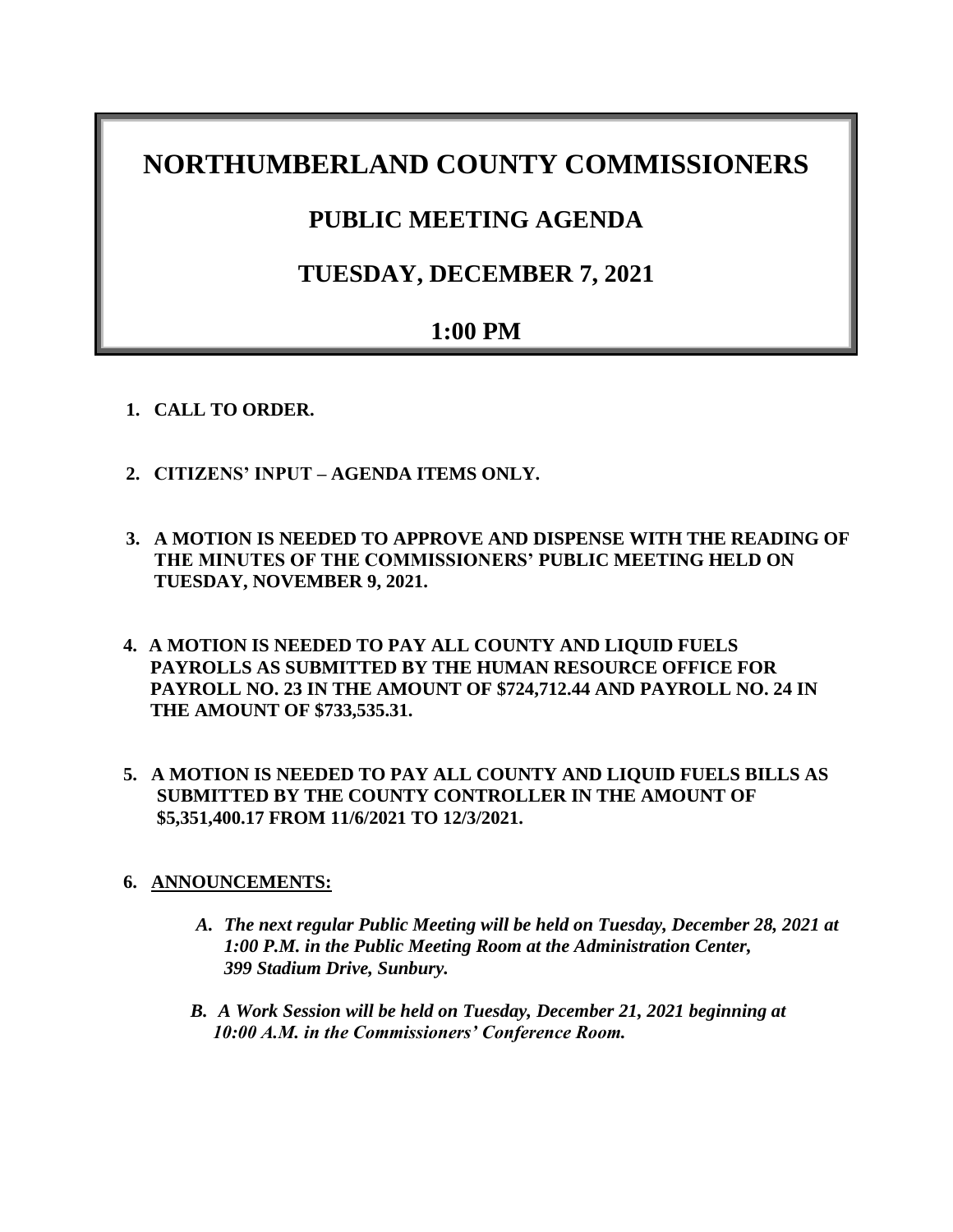# NORTHUMBERLAND COUNTY COMMISSIONERS

## PUBLIC MEETING AGENDA

## TUESDAY, DECEMBER 7, 2021

## 1:00 PM

1. **CALL TO ORDER.**

2. **CITIZENS' INPUT – AGENDA ITEMS ONLY.**

3. **A MOTION IS NEEDED TO APPROVE AND DISPENSE WITH THE READING OF THE MINUTES OF THE COMMISSIONERS' PUBLIC MEETING HELD ON TUESDAY, NOVEMBER 9, 2021.**

4. **A MOTION IS NEEDED TO PAY ALL COUNTY AND LIQUID FUELS PAYROLLS AS SUBMITTED BY THE HUMAN RESOURCE OFFICE FOR PAYROLL NO. 23 IN THE AMOUNT OF $724,712.44 AND PAYROLL NO. 24 IN THE AMOUNT OF $733,535.31.**

5. **A MOTION IS NEEDED TO PAY ALL COUNTY AND LIQUID FUELS BILLS AS SUBMITTED BY THE COUNTY CONTROLLER IN THE AMOUNT OF $5,351,400.17 FROM 11/6/2021 TO 12/3/2021.**

6. **ANNOUNCEMENTS:**

   A. ***The next regular Public Meeting will be held on Tuesday, December 28, 2021 at 1:00 P.M. in the Public Meeting Room at the Administration Center, 399 Stadium Drive, Sunbury.***

   B. ***A Work Session will be held on Tuesday, December 21, 2021 beginning at 10:00 A.M. in the Commissioners' Conference Room.***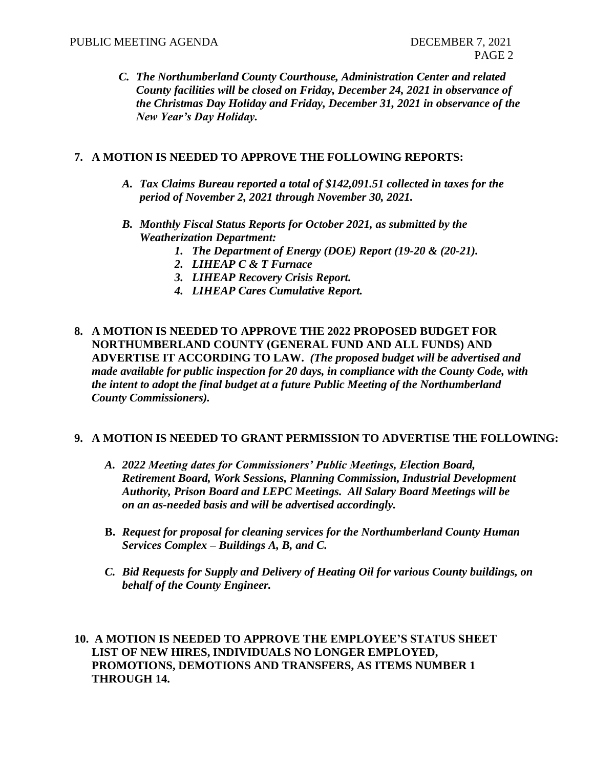*C. The Northumberland County Courthouse, Administration Center and related County facilities will be closed on Friday, December 24, 2021 in observance of the Christmas Day Holiday and Friday, December 31, 2021 in observance of the New Year's Day Holiday.*

**7. A MOTION IS NEEDED TO APPROVE THE FOLLOWING REPORTS:**

*A. Tax Claims Bureau reported a total of $142,091.51 collected in taxes for the period of November 2, 2021 through November 30, 2021.*

*B. Monthly Fiscal Status Reports for October 2021, as submitted by the Weatherization Department:*

1. *The Department of Energy (DOE) Report (19-20 & (20-21).*
2. *LIHEAP C & T Furnace*
3. *LIHEAP Recovery Crisis Report.*
4. *LIHEAP Cares Cumulative Report.*

**8. A MOTION IS NEEDED TO APPROVE THE 2022 PROPOSED BUDGET FOR NORTHUMBERLAND COUNTY (GENERAL FUND AND ALL FUNDS) AND ADVERTISE IT ACCORDING TO LAW.** ***(The proposed budget will be advertised and made available for public inspection for 20 days, in compliance with the County Code, with the intent to adopt the final budget at a future Public Meeting of the Northumberland County Commissioners).***

**9. A MOTION IS NEEDED TO GRANT PERMISSION TO ADVERTISE THE FOLLOWING:**

*A. 2022 Meeting dates for Commissioners' Public Meetings, Election Board, Retirement Board, Work Sessions, Planning Commission, Industrial Development Authority, Prison Board and LEPC Meetings. All Salary Board Meetings will be on an as-needed basis and will be advertised accordingly.*

**B.** *Request for proposal for cleaning services for the Northumberland County Human Services Complex – Buildings A, B, and C.*

*C. Bid Requests for Supply and Delivery of Heating Oil for various County buildings, on behalf of the County Engineer.*

**10. A MOTION IS NEEDED TO APPROVE THE EMPLOYEE'S STATUS SHEET LIST OF NEW HIRES, INDIVIDUALS NO LONGER EMPLOYED, PROMOTIONS, DEMOTIONS AND TRANSFERS, AS ITEMS NUMBER 1 THROUGH 14.**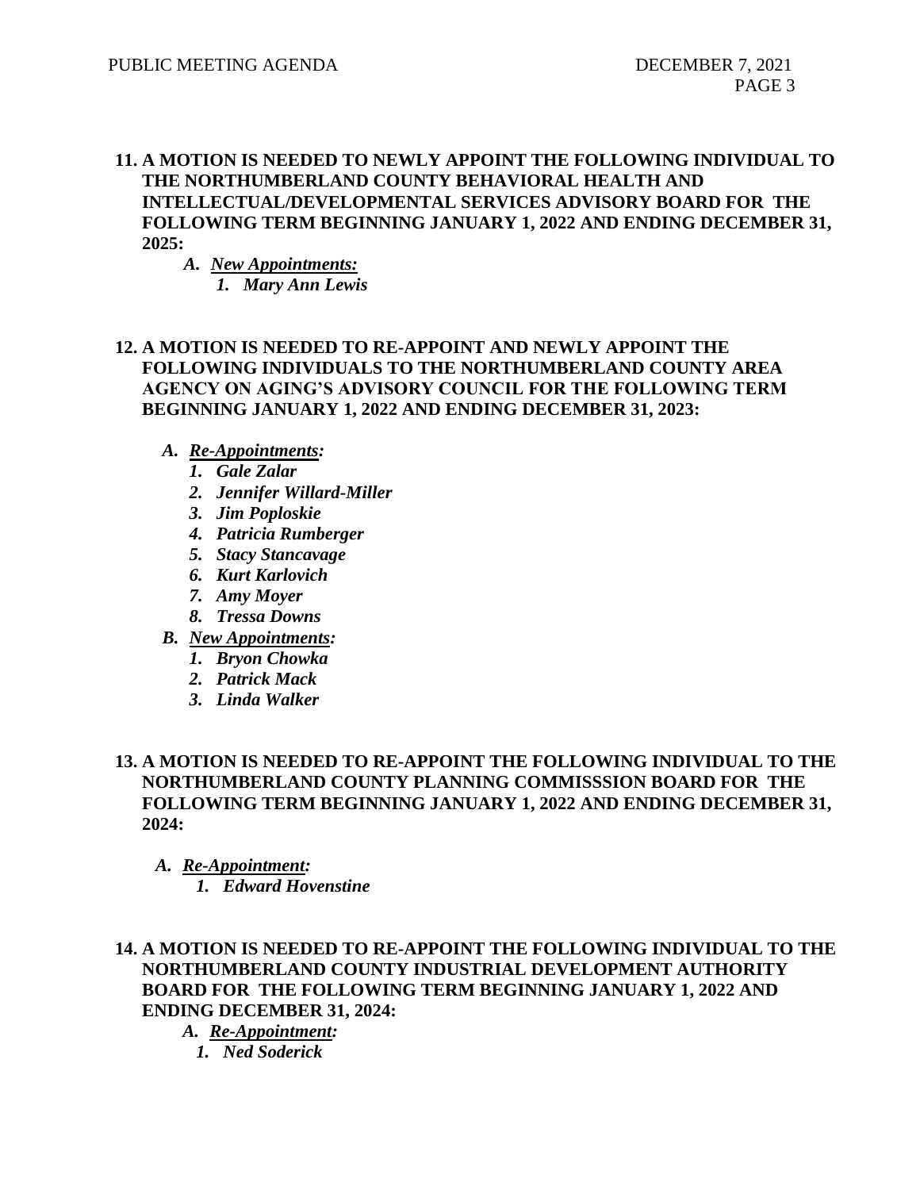**11. A MOTION IS NEEDED TO NEWLY APPOINT THE FOLLOWING INDIVIDUAL TO THE NORTHUMBERLAND COUNTY BEHAVIORAL HEALTH AND INTELLECTUAL/DEVELOPMENTAL SERVICES ADVISORY BOARD FOR THE FOLLOWING TERM BEGINNING JANUARY 1, 2022 AND ENDING DECEMBER 31, 2025:**

- ***A. New Appointments:***
  - ***1. Mary Ann Lewis***

**12. A MOTION IS NEEDED TO RE-APPOINT AND NEWLY APPOINT THE FOLLOWING INDIVIDUALS TO THE NORTHUMBERLAND COUNTY AREA AGENCY ON AGING'S ADVISORY COUNCIL FOR THE FOLLOWING TERM BEGINNING JANUARY 1, 2022 AND ENDING DECEMBER 31, 2023:**

- ***A. Re-Appointments:***
  - ***1. Gale Zalar***
  - ***2. Jennifer Willard-Miller***
  - ***3. Jim Poploskie***
  - ***4. Patricia Rumberger***
  - ***5. Stacy Stancavage***
  - ***6. Kurt Karlovich***
  - ***7. Amy Moyer***
  - ***8. Tressa Downs***
- ***B. New Appointments:***
  - ***1. Bryon Chowka***
  - ***2. Patrick Mack***
  - ***3. Linda Walker***

**13. A MOTION IS NEEDED TO RE-APPOINT THE FOLLOWING INDIVIDUAL TO THE NORTHUMBERLAND COUNTY PLANNING COMMISSSION BOARD FOR THE FOLLOWING TERM BEGINNING JANUARY 1, 2022 AND ENDING DECEMBER 31, 2024:**

- ***A. Re-Appointment:***
  - ***1. Edward Hovenstine***

**14. A MOTION IS NEEDED TO RE-APPOINT THE FOLLOWING INDIVIDUAL TO THE NORTHUMBERLAND COUNTY INDUSTRIAL DEVELOPMENT AUTHORITY BOARD FOR THE FOLLOWING TERM BEGINNING JANUARY 1, 2022 AND ENDING DECEMBER 31, 2024:**

- ***A. Re-Appointment:***
  - ***1. Ned Soderick***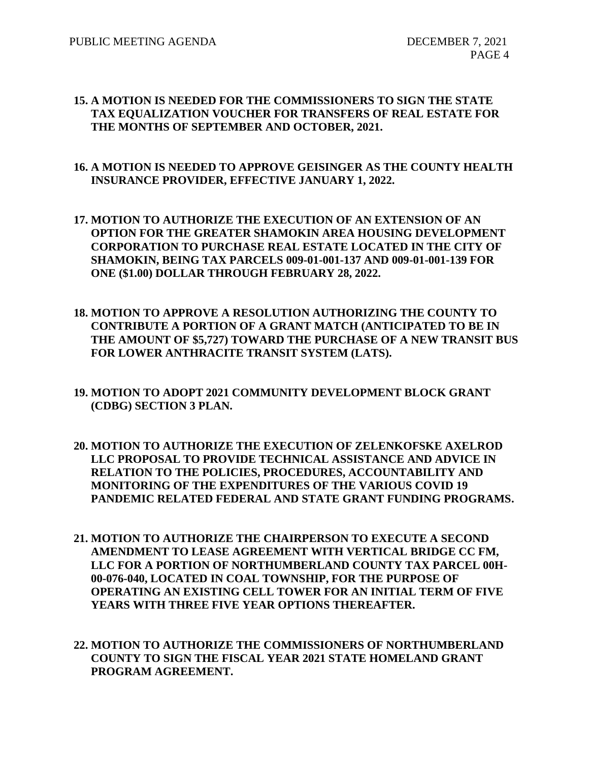**15. A MOTION IS NEEDED FOR THE COMMISSIONERS TO SIGN THE STATE TAX EQUALIZATION VOUCHER FOR TRANSFERS OF REAL ESTATE FOR THE MONTHS OF SEPTEMBER AND OCTOBER, 2021.**

**16. A MOTION IS NEEDED TO APPROVE GEISINGER AS THE COUNTY HEALTH INSURANCE PROVIDER, EFFECTIVE JANUARY 1, 2022.**

**17. MOTION TO AUTHORIZE THE EXECUTION OF AN EXTENSION OF AN OPTION FOR THE GREATER SHAMOKIN AREA HOUSING DEVELOPMENT CORPORATION TO PURCHASE REAL ESTATE LOCATED IN THE CITY OF SHAMOKIN, BEING TAX PARCELS 009-01-001-137 AND 009-01-001-139 FOR ONE ($1.00) DOLLAR THROUGH FEBRUARY 28, 2022.**

**18. MOTION TO APPROVE A RESOLUTION AUTHORIZING THE COUNTY TO CONTRIBUTE A PORTION OF A GRANT MATCH (ANTICIPATED TO BE IN THE AMOUNT OF $5,727) TOWARD THE PURCHASE OF A NEW TRANSIT BUS FOR LOWER ANTHRACITE TRANSIT SYSTEM (LATS).**

**19. MOTION TO ADOPT 2021 COMMUNITY DEVELOPMENT BLOCK GRANT (CDBG) SECTION 3 PLAN.**

**20. MOTION TO AUTHORIZE THE EXECUTION OF ZELENKOFSKE AXELROD LLC PROPOSAL TO PROVIDE TECHNICAL ASSISTANCE AND ADVICE IN RELATION TO THE POLICIES, PROCEDURES, ACCOUNTABILITY AND MONITORING OF THE EXPENDITURES OF THE VARIOUS COVID 19 PANDEMIC RELATED FEDERAL AND STATE GRANT FUNDING PROGRAMS.**

**21. MOTION TO AUTHORIZE THE CHAIRPERSON TO EXECUTE A SECOND AMENDMENT TO LEASE AGREEMENT WITH VERTICAL BRIDGE CC FM, LLC FOR A PORTION OF NORTHUMBERLAND COUNTY TAX PARCEL 00H-00-076-040, LOCATED IN COAL TOWNSHIP, FOR THE PURPOSE OF OPERATING AN EXISTING CELL TOWER FOR AN INITIAL TERM OF FIVE YEARS WITH THREE FIVE YEAR OPTIONS THEREAFTER.**

**22. MOTION TO AUTHORIZE THE COMMISSIONERS OF NORTHUMBERLAND COUNTY TO SIGN THE FISCAL YEAR 2021 STATE HOMELAND GRANT PROGRAM AGREEMENT.**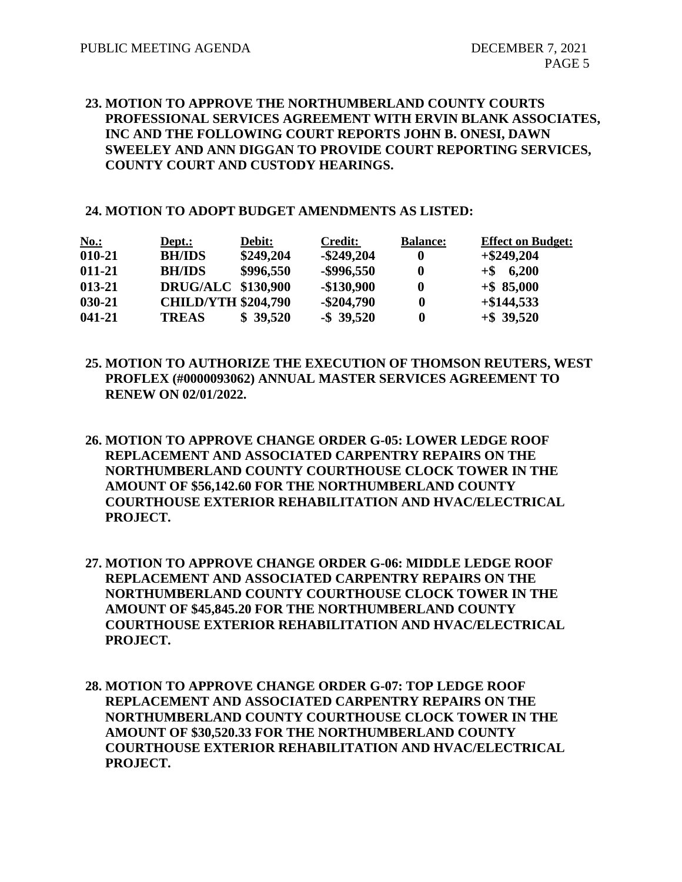**23. MOTION TO APPROVE THE NORTHUMBERLAND COUNTY COURTS PROFESSIONAL SERVICES AGREEMENT WITH ERVIN BLANK ASSOCIATES, INC AND THE FOLLOWING COURT REPORTS JOHN B. ONESI, DAWN SWEELEY AND ANN DIGGAN TO PROVIDE COURT REPORTING SERVICES, COUNTY COURT AND CUSTODY HEARINGS.**

**24. MOTION TO ADOPT BUDGET AMENDMENTS AS LISTED:**

| No.: | Dept.: | Debit: | Credit: | Balance: | Effect on Budget: |
|---|---|---|---|---|---|
| 010-21 | BH/IDS | $249,204 | -$249,204 | 0 | +$249,204 |
| 011-21 | BH/IDS | $996,550 | -$996,550 | 0 | +$ 6,200 |
| 013-21 | DRUG/ALC | $130,900 | -$130,900 | 0 | +$ 85,000 |
| 030-21 | CHILD/YTH | $204,790 | -$204,790 | 0 | +$144,533 |
| 041-21 | TREAS | $ 39,520 | -$ 39,520 | 0 | +$ 39,520 |

**25. MOTION TO AUTHORIZE THE EXECUTION OF THOMSON REUTERS, WEST PROFLEX (#0000093062) ANNUAL MASTER SERVICES AGREEMENT TO RENEW ON 02/01/2022.**

**26. MOTION TO APPROVE CHANGE ORDER G-05: LOWER LEDGE ROOF REPLACEMENT AND ASSOCIATED CARPENTRY REPAIRS ON THE NORTHUMBERLAND COUNTY COURTHOUSE CLOCK TOWER IN THE AMOUNT OF $56,142.60 FOR THE NORTHUMBERLAND COUNTY COURTHOUSE EXTERIOR REHABILITATION AND HVAC/ELECTRICAL PROJECT.**

**27. MOTION TO APPROVE CHANGE ORDER G-06: MIDDLE LEDGE ROOF REPLACEMENT AND ASSOCIATED CARPENTRY REPAIRS ON THE NORTHUMBERLAND COUNTY COURTHOUSE CLOCK TOWER IN THE AMOUNT OF $45,845.20 FOR THE NORTHUMBERLAND COUNTY COURTHOUSE EXTERIOR REHABILITATION AND HVAC/ELECTRICAL PROJECT.**

**28. MOTION TO APPROVE CHANGE ORDER G-07: TOP LEDGE ROOF REPLACEMENT AND ASSOCIATED CARPENTRY REPAIRS ON THE NORTHUMBERLAND COUNTY COURTHOUSE CLOCK TOWER IN THE AMOUNT OF $30,520.33 FOR THE NORTHUMBERLAND COUNTY COURTHOUSE EXTERIOR REHABILITATION AND HVAC/ELECTRICAL PROJECT.**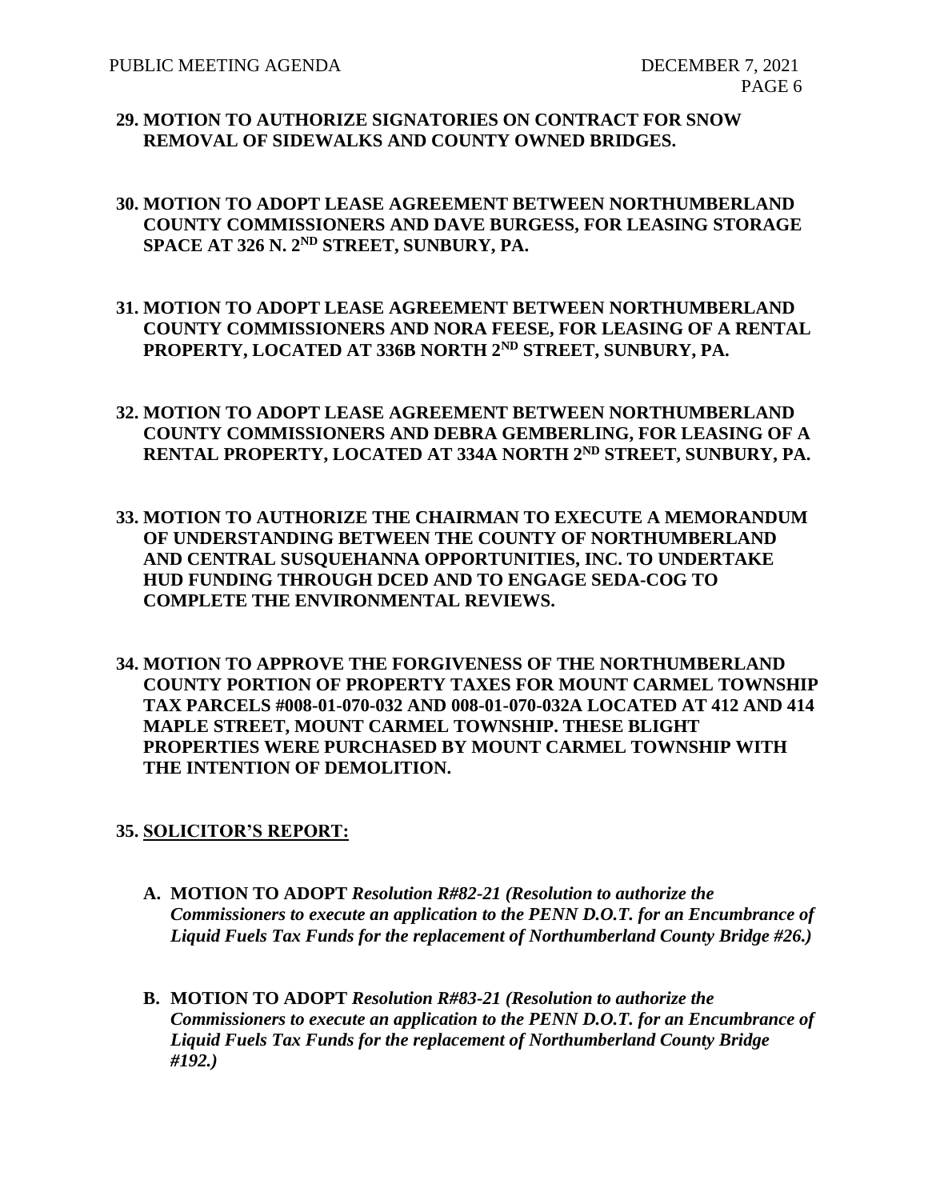**29. MOTION TO AUTHORIZE SIGNATORIES ON CONTRACT FOR SNOW REMOVAL OF SIDEWALKS AND COUNTY OWNED BRIDGES.**

**30. MOTION TO ADOPT LEASE AGREEMENT BETWEEN NORTHUMBERLAND COUNTY COMMISSIONERS AND DAVE BURGESS, FOR LEASING STORAGE SPACE AT 326 N. 2ND STREET, SUNBURY, PA.**

**31. MOTION TO ADOPT LEASE AGREEMENT BETWEEN NORTHUMBERLAND COUNTY COMMISSIONERS AND NORA FEESE, FOR LEASING OF A RENTAL PROPERTY, LOCATED AT 336B NORTH 2ND STREET, SUNBURY, PA.**

**32. MOTION TO ADOPT LEASE AGREEMENT BETWEEN NORTHUMBERLAND COUNTY COMMISSIONERS AND DEBRA GEMBERLING, FOR LEASING OF A RENTAL PROPERTY, LOCATED AT 334A NORTH 2ND STREET, SUNBURY, PA.**

**33. MOTION TO AUTHORIZE THE CHAIRMAN TO EXECUTE A MEMORANDUM OF UNDERSTANDING BETWEEN THE COUNTY OF NORTHUMBERLAND AND CENTRAL SUSQUEHANNA OPPORTUNITIES, INC. TO UNDERTAKE HUD FUNDING THROUGH DCED AND TO ENGAGE SEDA-COG TO COMPLETE THE ENVIRONMENTAL REVIEWS.**

**34. MOTION TO APPROVE THE FORGIVENESS OF THE NORTHUMBERLAND COUNTY PORTION OF PROPERTY TAXES FOR MOUNT CARMEL TOWNSHIP TAX PARCELS #008-01-070-032 AND 008-01-070-032A LOCATED AT 412 AND 414 MAPLE STREET, MOUNT CARMEL TOWNSHIP. THESE BLIGHT PROPERTIES WERE PURCHASED BY MOUNT CARMEL TOWNSHIP WITH THE INTENTION OF DEMOLITION.**

**35. SOLICITOR'S REPORT:**

**A. MOTION TO ADOPT** ***Resolution R#82-21 (Resolution to authorize the Commissioners to execute an application to the PENN D.O.T. for an Encumbrance of Liquid Fuels Tax Funds for the replacement of Northumberland County Bridge #26.)***

**B. MOTION TO ADOPT** ***Resolution R#83-21 (Resolution to authorize the Commissioners to execute an application to the PENN D.O.T. for an Encumbrance of Liquid Fuels Tax Funds for the replacement of Northumberland County Bridge #192.)***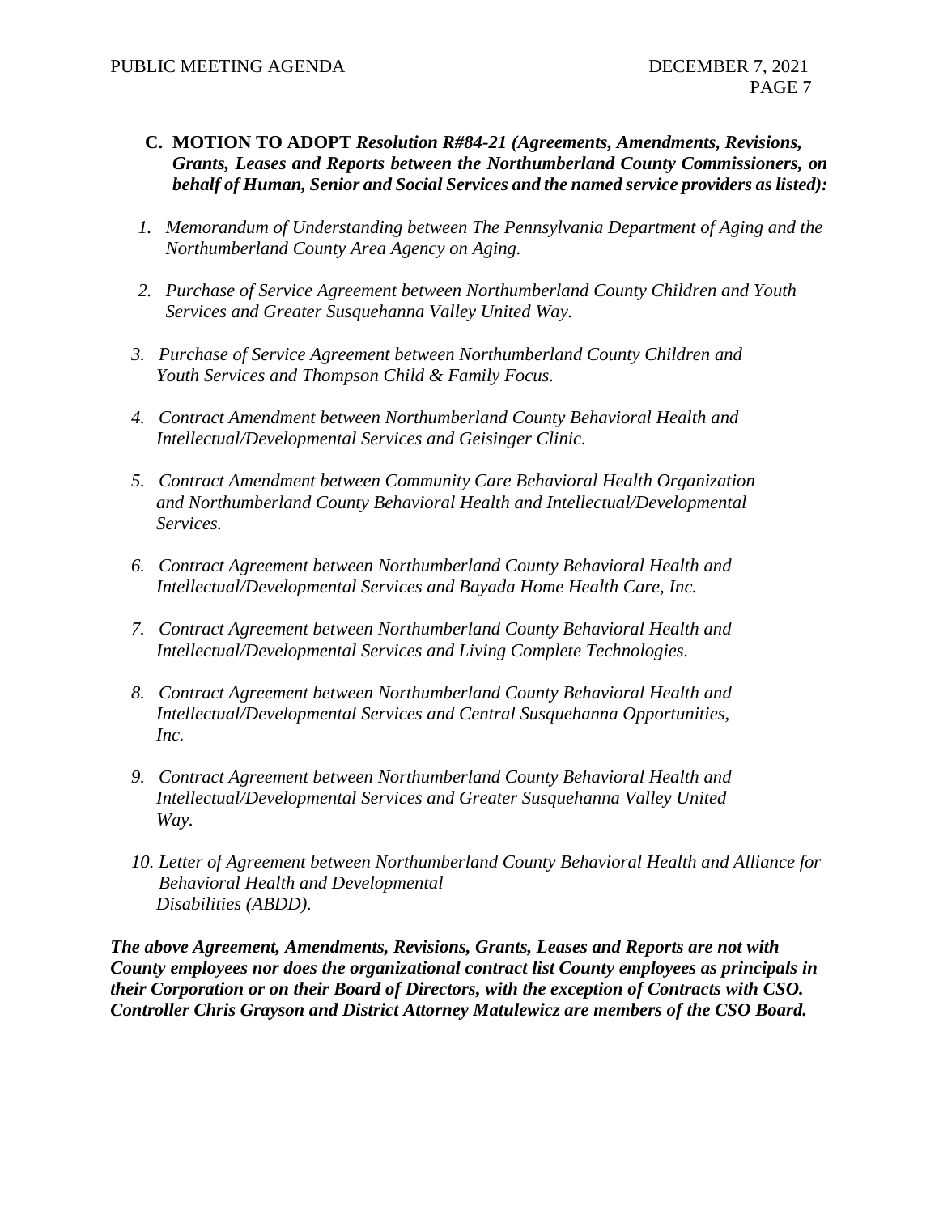**C. MOTION TO ADOPT** ***Resolution R#84-21 (Agreements, Amendments, Revisions, Grants, Leases and Reports between the Northumberland County Commissioners, on behalf of Human, Senior and Social Services and the named service providers as listed):***

1. *Memorandum of Understanding between The Pennsylvania Department of Aging and the Northumberland County Area Agency on Aging.*

2. *Purchase of Service Agreement between Northumberland County Children and Youth Services and Greater Susquehanna Valley United Way.*

3. *Purchase of Service Agreement between Northumberland County Children and Youth Services and Thompson Child & Family Focus.*

4. *Contract Amendment between Northumberland County Behavioral Health and Intellectual/Developmental Services and Geisinger Clinic.*

5. *Contract Amendment between Community Care Behavioral Health Organization and Northumberland County Behavioral Health and Intellectual/Developmental Services.*

6. *Contract Agreement between Northumberland County Behavioral Health and Intellectual/Developmental Services and Bayada Home Health Care, Inc.*

7. *Contract Agreement between Northumberland County Behavioral Health and Intellectual/Developmental Services and Living Complete Technologies.*

8. *Contract Agreement between Northumberland County Behavioral Health and Intellectual/Developmental Services and Central Susquehanna Opportunities, Inc.*

9. *Contract Agreement between Northumberland County Behavioral Health and Intellectual/Developmental Services and Greater Susquehanna Valley United Way.*

10. *Letter of Agreement between Northumberland County Behavioral Health and Alliance for Behavioral Health and Developmental Disabilities (ABDD).*

***The above Agreement, Amendments, Revisions, Grants, Leases and Reports are not with County employees nor does the organizational contract list County employees as principals in their Corporation or on their Board of Directors, with the exception of Contracts with CSO. Controller Chris Grayson and District Attorney Matulewicz are members of the CSO Board.***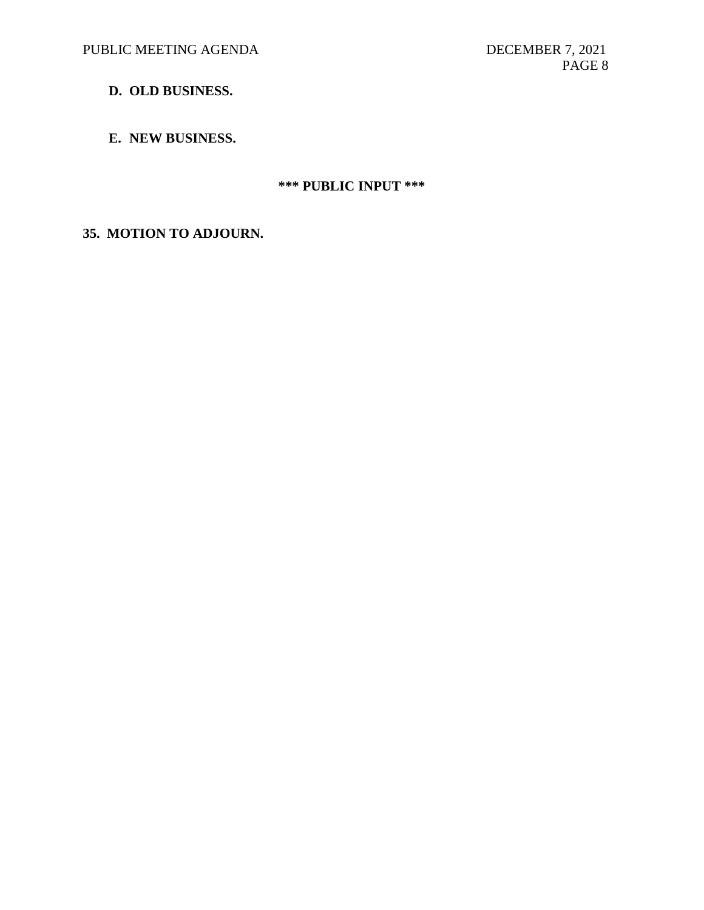**D. OLD BUSINESS.**

**E. NEW BUSINESS.**

**\*\*\* PUBLIC INPUT \*\*\***

**35. MOTION TO ADJOURN.**